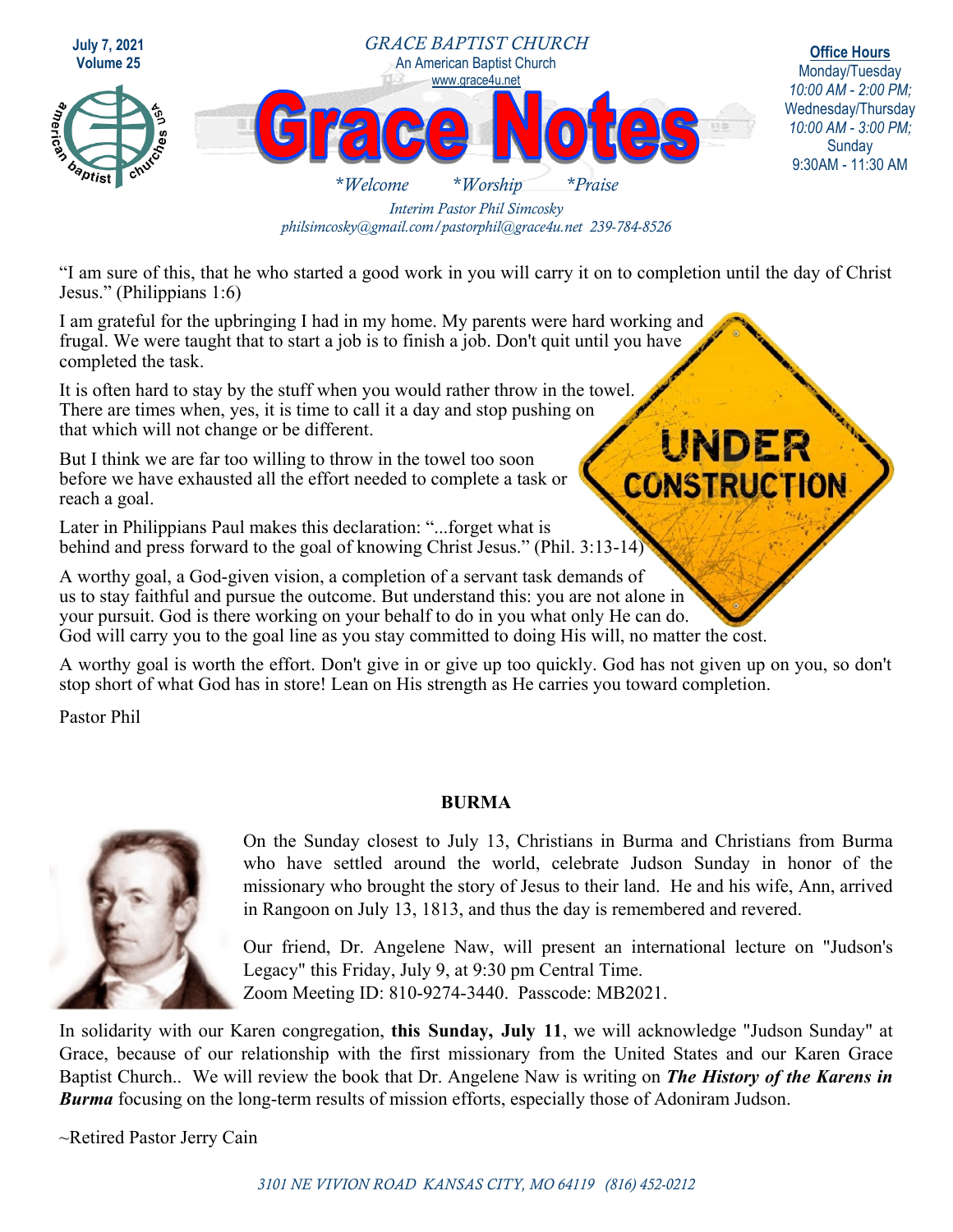July 7, 2021
Volume 25

GRACE BAPTIST CHURCH
An American Baptist Church
www.grace4u.net

# Grace Notes

*Welcome *Worship *Praise

*Interim Pastor Phil Simcosky*
*philsimcosky@gmail.com/pastorphil@grace4u.net 239-784-8526*

**Office Hours**
Monday/Tuesday
*10:00 AM - 2:00 PM;*
Wednesday/Thursday
*10:00 AM - 3:00 PM;*
Sunday
9:30AM - 11:30 AM

"I am sure of this, that he who started a good work in you will carry it on to completion until the day of Christ Jesus." (Philippians 1:6)

I am grateful for the upbringing I had in my home. My parents were hard working and frugal. We were taught that to start a job is to finish a job. Don't quit until you have completed the task.

It is often hard to stay by the stuff when you would rather throw in the towel. There are times when, yes, it is time to call it a day and stop pushing on that which will not change or be different.

But I think we are far too willing to throw in the towel too soon before we have exhausted all the effort needed to complete a task or reach a goal.

Later in Philippians Paul makes this declaration: "...forget what is behind and press forward to the goal of knowing Christ Jesus." (Phil. 3:13-14)

A worthy goal, a God-given vision, a completion of a servant task demands of us to stay faithful and pursue the outcome. But understand this: you are not alone in your pursuit. God is there working on your behalf to do in you what only He can do. God will carry you to the goal line as you stay committed to doing His will, no matter the cost.

A worthy goal is worth the effort. Don't give in or give up too quickly. God has not given up on you, so don't stop short of what God has in store! Lean on His strength as He carries you toward completion.

Pastor Phil

## BURMA

On the Sunday closest to July 13, Christians in Burma and Christians from Burma who have settled around the world, celebrate Judson Sunday in honor of the missionary who brought the story of Jesus to their land. He and his wife, Ann, arrived in Rangoon on July 13, 1813, and thus the day is remembered and revered.

Our friend, Dr. Angelene Naw, will present an international lecture on "Judson's Legacy" this Friday, July 9, at 9:30 pm Central Time.
Zoom Meeting ID: 810-9274-3440. Passcode: MB2021.

In solidarity with our Karen congregation, **this Sunday, July 11**, we will acknowledge "Judson Sunday" at Grace, because of our relationship with the first missionary from the United States and our Karen Grace Baptist Church.. We will review the book that Dr. Angelene Naw is writing on ***The History of the Karens in Burma*** focusing on the long-term results of mission efforts, especially those of Adoniram Judson.

~Retired Pastor Jerry Cain

*3101 NE VIVION ROAD KANSAS CITY, MO 64119 (816) 452-0212*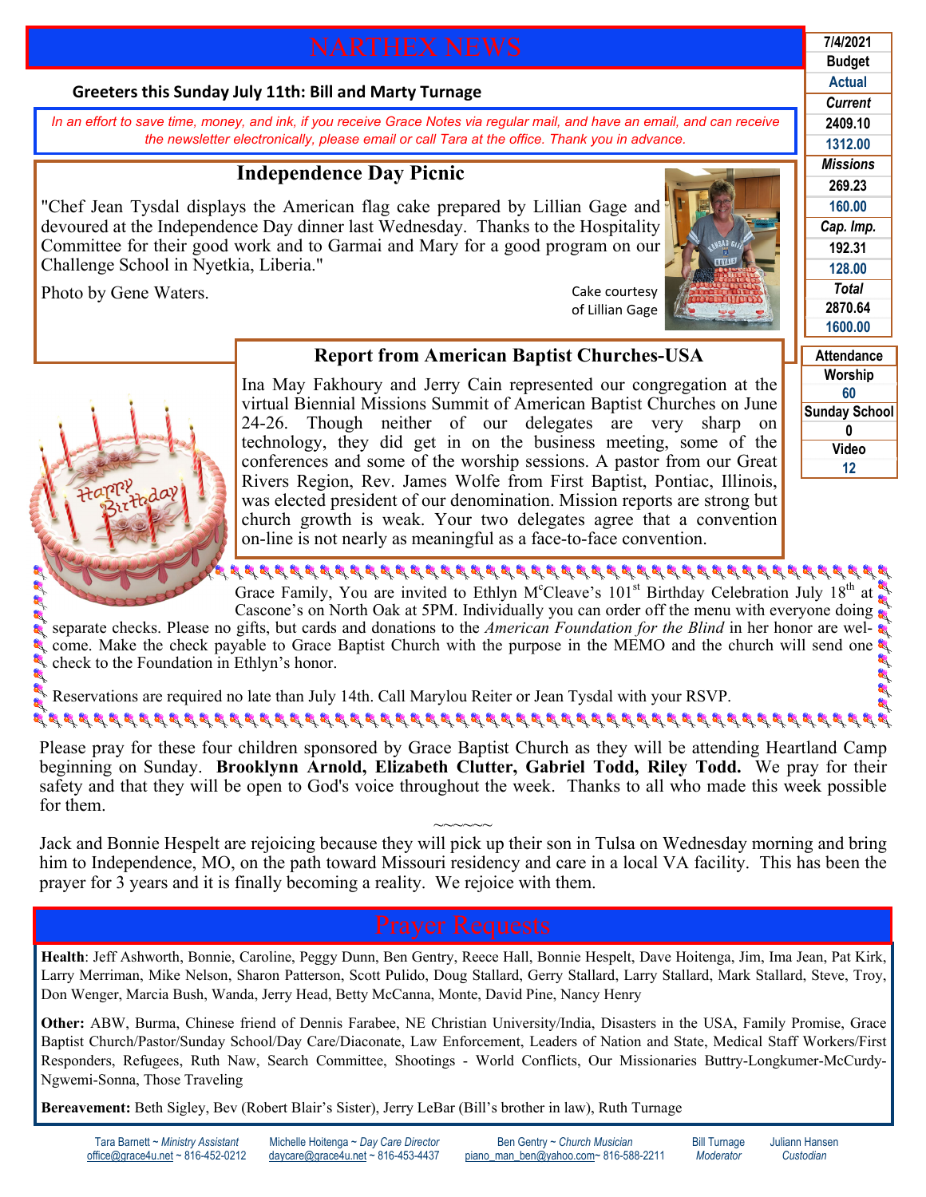# NARTHEX NEWS

**Greeters this Sunday July 11th: Bill and Marty Turnage**

*In an effort to save time, money, and ink, if you receive Grace Notes via regular mail, and have an email, and can receive the newsletter electronically, please email or call Tara at the office. Thank you in advance.*

| 7/4/2021 |
|---|
| **Budget** |
| Actual |
| *Current* |
| 2409.10 |
| 1312.00 |
| *Missions* |
| 269.23 |
| 160.00 |
| *Cap. Imp.* |
| 192.31 |
| 128.00 |
| *Total* |
| 2870.64 |
| 1600.00 |

| Attendance |
|---|
| Worship |
| 60 |
| Sunday School |
| 0 |
| Video |
| 12 |

## Independence Day Picnic

"Chef Jean Tysdal displays the American flag cake prepared by Lillian Gage and devoured at the Independence Day dinner last Wednesday. Thanks to the Hospitality Committee for their good work and to Garmai and Mary for a good program on our Challenge School in Nyetkia, Liberia."

Photo by Gene Waters.

Cake courtesy of Lillian Gage

## Report from American Baptist Churches-USA

Ina May Fakhoury and Jerry Cain represented our congregation at the virtual Biennial Missions Summit of American Baptist Churches on June 24-26. Though neither of our delegates are very sharp on technology, they did get in on the business meeting, some of the conferences and some of the worship sessions. A pastor from our Great Rivers Region, Rev. James Wolfe from First Baptist, Pontiac, Illinois, was elected president of our denomination. Mission reports are strong but church growth is weak. Your two delegates agree that a convention on-line is not nearly as meaningful as a face-to-face convention.

Grace Family, You are invited to Ethlyn M^cCleave's 101^st Birthday Celebration July 18^th at Cascone's on North Oak at 5PM. Individually you can order off the menu with everyone doing separate checks. Please no gifts, but cards and donations to the *American Foundation for the Blind* in her honor are welcome. Make the check payable to Grace Baptist Church with the purpose in the MEMO and the church will send one check to the Foundation in Ethlyn's honor.

Reservations are required no later than July 14th. Call Marylou Reiter or Jean Tysdal with your RSVP.

Please pray for these four children sponsored by Grace Baptist Church as they will be attending Heartland Camp beginning on Sunday. **Brooklynn Arnold, Elizabeth Clutter, Gabriel Todd, Riley Todd.** We pray for their safety and that they will be open to God's voice throughout the week. Thanks to all who made this week possible for them.

~~~~~~

Jack and Bonnie Hespelt are rejoicing because they will pick up their son in Tulsa on Wednesday morning and bring him to Independence, MO, on the path toward Missouri residency and care in a local VA facility. This has been the prayer for 3 years and it is finally becoming a reality. We rejoice with them.

# Prayer Requests

**Health**: Jeff Ashworth, Bonnie, Caroline, Peggy Dunn, Ben Gentry, Reece Hall, Bonnie Hespelt, Dave Hoitenga, Jim, Ima Jean, Pat Kirk, Larry Merriman, Mike Nelson, Sharon Patterson, Scott Pulido, Doug Stallard, Gerry Stallard, Larry Stallard, Mark Stallard, Steve, Troy, Don Wenger, Marcia Bush, Wanda, Jerry Head, Betty McCanna, Monte, David Pine, Nancy Henry

**Other:** ABW, Burma, Chinese friend of Dennis Farabee, NE Christian University/India, Disasters in the USA, Family Promise, Grace Baptist Church/Pastor/Sunday School/Day Care/Diaconate, Law Enforcement, Leaders of Nation and State, Medical Staff Workers/First Responders, Refugees, Ruth Naw, Search Committee, Shootings - World Conflicts, Our Missionaries Buttry-Longkumer-McCurdy-Ngwemi-Sonna, Those Traveling

**Bereavement:** Beth Sigley, Bev (Robert Blair's Sister), Jerry LeBar (Bill's brother in law), Ruth Turnage

Tara Barnett ~ *Ministry Assistant* office@grace4u.net ~ 816-452-0212 | Michelle Hoitenga ~ *Day Care Director* daycare@grace4u.net ~ 816-453-4437 | Ben Gentry ~ *Church Musician* piano_man_ben@yahoo.com~ 816-588-2211 | Bill Turnage *Moderator* | Juliann Hansen *Custodian*